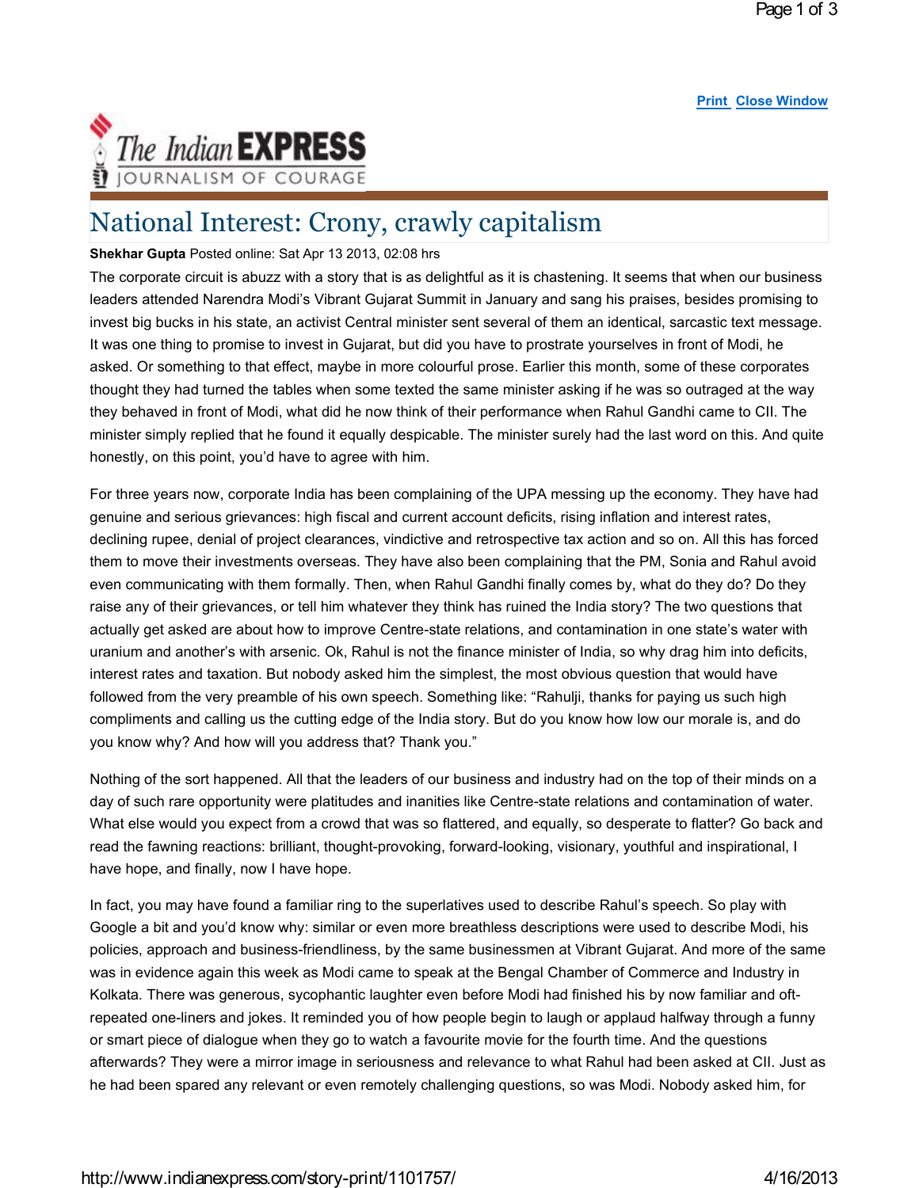Print Close Window

The Indian EXPRESS
JOURNALISM OF COURAGE

# National Interest: Crony, crawly capitalism

**Shekhar Gupta** Posted online: Sat Apr 13 2013, 02:08 hrs

The corporate circuit is abuzz with a story that is as delightful as it is chastening. It seems that when our business leaders attended Narendra Modi's Vibrant Gujarat Summit in January and sang his praises, besides promising to invest big bucks in his state, an activist Central minister sent several of them an identical, sarcastic text message. It was one thing to promise to invest in Gujarat, but did you have to prostrate yourselves in front of Modi, he asked. Or something to that effect, maybe in more colourful prose. Earlier this month, some of these corporates thought they had turned the tables when some texted the same minister asking if he was so outraged at the way they behaved in front of Modi, what did he now think of their performance when Rahul Gandhi came to CII. The minister simply replied that he found it equally despicable. The minister surely had the last word on this. And quite honestly, on this point, you'd have to agree with him.

For three years now, corporate India has been complaining of the UPA messing up the economy. They have had genuine and serious grievances: high fiscal and current account deficits, rising inflation and interest rates, declining rupee, denial of project clearances, vindictive and retrospective tax action and so on. All this has forced them to move their investments overseas. They have also been complaining that the PM, Sonia and Rahul avoid even communicating with them formally. Then, when Rahul Gandhi finally comes by, what do they do? Do they raise any of their grievances, or tell him whatever they think has ruined the India story? The two questions that actually get asked are about how to improve Centre-state relations, and contamination in one state's water with uranium and another's with arsenic. Ok, Rahul is not the finance minister of India, so why drag him into deficits, interest rates and taxation. But nobody asked him the simplest, the most obvious question that would have followed from the very preamble of his own speech. Something like: "Rahulji, thanks for paying us such high compliments and calling us the cutting edge of the India story. But do you know how low our morale is, and do you know why? And how will you address that? Thank you."

Nothing of the sort happened. All that the leaders of our business and industry had on the top of their minds on a day of such rare opportunity were platitudes and inanities like Centre-state relations and contamination of water. What else would you expect from a crowd that was so flattered, and equally, so desperate to flatter? Go back and read the fawning reactions: brilliant, thought-provoking, forward-looking, visionary, youthful and inspirational, I have hope, and finally, now I have hope.

In fact, you may have found a familiar ring to the superlatives used to describe Rahul's speech. So play with Google a bit and you'd know why: similar or even more breathless descriptions were used to describe Modi, his policies, approach and business-friendliness, by the same businessmen at Vibrant Gujarat. And more of the same was in evidence again this week as Modi came to speak at the Bengal Chamber of Commerce and Industry in Kolkata. There was generous, sycophantic laughter even before Modi had finished his by now familiar and oft-repeated one-liners and jokes. It reminded you of how people begin to laugh or applaud halfway through a funny or smart piece of dialogue when they go to watch a favourite movie for the fourth time. And the questions afterwards? They were a mirror image in seriousness and relevance to what Rahul had been asked at CII. Just as he had been spared any relevant or even remotely challenging questions, so was Modi. Nobody asked him, for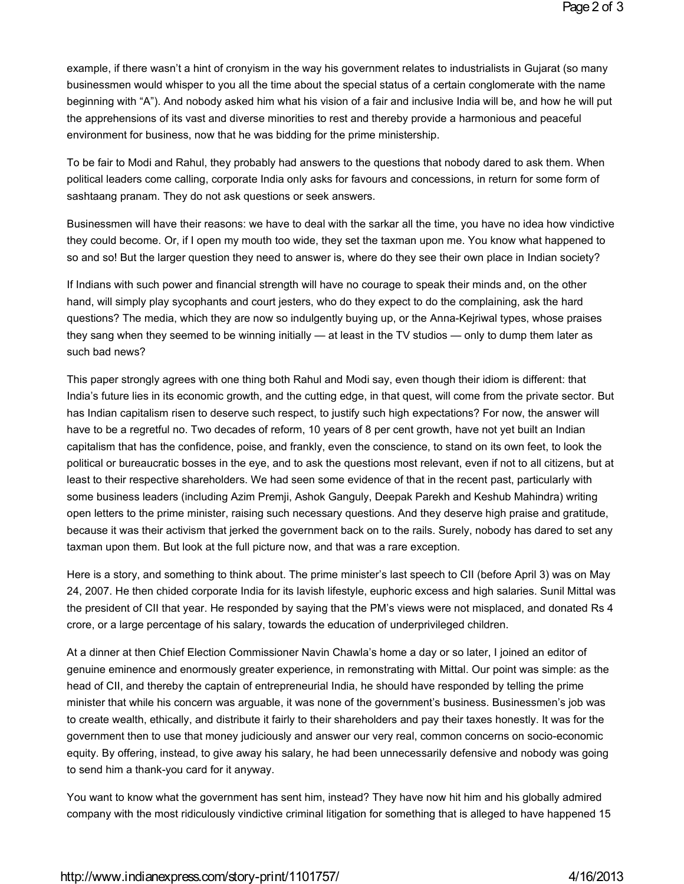example, if there wasn't a hint of cronyism in the way his government relates to industrialists in Gujarat (so many businessmen would whisper to you all the time about the special status of a certain conglomerate with the name beginning with "A"). And nobody asked him what his vision of a fair and inclusive India will be, and how he will put the apprehensions of its vast and diverse minorities to rest and thereby provide a harmonious and peaceful environment for business, now that he was bidding for the prime ministership.

To be fair to Modi and Rahul, they probably had answers to the questions that nobody dared to ask them. When political leaders come calling, corporate India only asks for favours and concessions, in return for some form of sashtaang pranam. They do not ask questions or seek answers.

Businessmen will have their reasons: we have to deal with the sarkar all the time, you have no idea how vindictive they could become. Or, if I open my mouth too wide, they set the taxman upon me. You know what happened to so and so! But the larger question they need to answer is, where do they see their own place in Indian society?

If Indians with such power and financial strength will have no courage to speak their minds and, on the other hand, will simply play sycophants and court jesters, who do they expect to do the complaining, ask the hard questions? The media, which they are now so indulgently buying up, or the Anna-Kejriwal types, whose praises they sang when they seemed to be winning initially — at least in the TV studios — only to dump them later as such bad news?

This paper strongly agrees with one thing both Rahul and Modi say, even though their idiom is different: that India's future lies in its economic growth, and the cutting edge, in that quest, will come from the private sector. But has Indian capitalism risen to deserve such respect, to justify such high expectations? For now, the answer will have to be a regretful no. Two decades of reform, 10 years of 8 per cent growth, have not yet built an Indian capitalism that has the confidence, poise, and frankly, even the conscience, to stand on its own feet, to look the political or bureaucratic bosses in the eye, and to ask the questions most relevant, even if not to all citizens, but at least to their respective shareholders. We had seen some evidence of that in the recent past, particularly with some business leaders (including Azim Premji, Ashok Ganguly, Deepak Parekh and Keshub Mahindra) writing open letters to the prime minister, raising such necessary questions. And they deserve high praise and gratitude, because it was their activism that jerked the government back on to the rails. Surely, nobody has dared to set any taxman upon them. But look at the full picture now, and that was a rare exception.

Here is a story, and something to think about. The prime minister's last speech to CII (before April 3) was on May 24, 2007. He then chided corporate India for its lavish lifestyle, euphoric excess and high salaries. Sunil Mittal was the president of CII that year. He responded by saying that the PM's views were not misplaced, and donated Rs 4 crore, or a large percentage of his salary, towards the education of underprivileged children.

At a dinner at then Chief Election Commissioner Navin Chawla's home a day or so later, I joined an editor of genuine eminence and enormously greater experience, in remonstrating with Mittal. Our point was simple: as the head of CII, and thereby the captain of entrepreneurial India, he should have responded by telling the prime minister that while his concern was arguable, it was none of the government's business. Businessmen's job was to create wealth, ethically, and distribute it fairly to their shareholders and pay their taxes honestly. It was for the government then to use that money judiciously and answer our very real, common concerns on socio-economic equity. By offering, instead, to give away his salary, he had been unnecessarily defensive and nobody was going to send him a thank-you card for it anyway.

You want to know what the government has sent him, instead? They have now hit him and his globally admired company with the most ridiculously vindictive criminal litigation for something that is alleged to have happened 15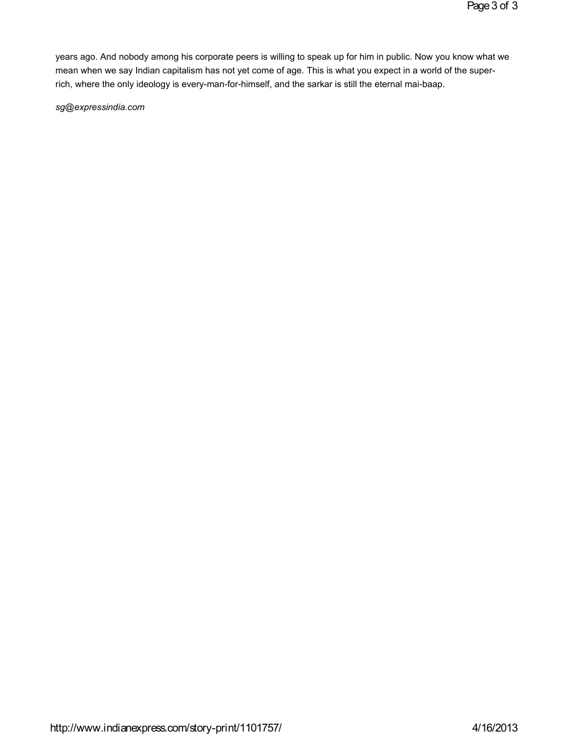years ago. And nobody among his corporate peers is willing to speak up for him in public. Now you know what we mean when we say Indian capitalism has not yet come of age. This is what you expect in a world of the super-rich, where the only ideology is every-man-for-himself, and the sarkar is still the eternal mai-baap.

*sg@expressindia.com*